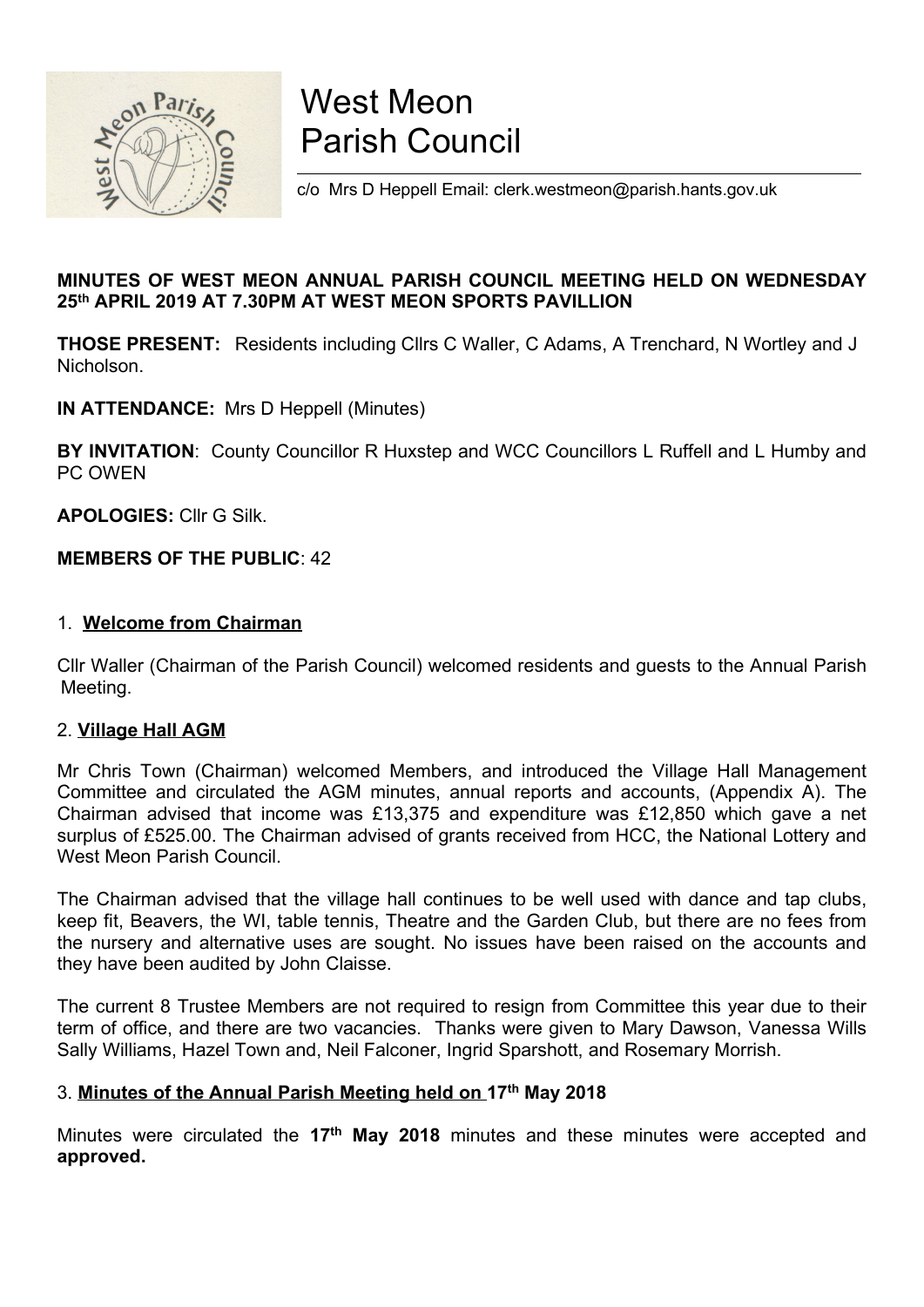# West Meon Parish Council

c/o Mrs D Heppell Email: clerk.westmeon@parish.hants.gov.uk

**MINUTES OF WEST MEON ANNUAL PARISH COUNCIL MEETING HELD ON WEDNESDAY 25th APRIL 2019 AT 7.30PM AT WEST MEON SPORTS PAVILLION**

**THOSE PRESENT:** Residents including Cllrs C Waller, C Adams, A Trenchard, N Wortley and J Nicholson.

**IN ATTENDANCE:** Mrs D Heppell (Minutes)

**BY INVITATION**: County Councillor R Huxstep and WCC Councillors L Ruffell and L Humby and PC OWEN

**APOLOGIES:** Cllr G Silk.

**MEMBERS OF THE PUBLIC**: 42

## 1. Welcome from Chairman

Cllr Waller (Chairman of the Parish Council) welcomed residents and guests to the Annual Parish Meeting.

## 2. Village Hall AGM

Mr Chris Town (Chairman) welcomed Members, and introduced the Village Hall Management Committee and circulated the AGM minutes, annual reports and accounts, (Appendix A). The Chairman advised that income was £13,375 and expenditure was £12,850 which gave a net surplus of £525.00. The Chairman advised of grants received from HCC, the National Lottery and West Meon Parish Council.

The Chairman advised that the village hall continues to be well used with dance and tap clubs, keep fit, Beavers, the WI, table tennis, Theatre and the Garden Club, but there are no fees from the nursery and alternative uses are sought. No issues have been raised on the accounts and they have been audited by John Claisse.

The current 8 Trustee Members are not required to resign from Committee this year due to their term of office, and there are two vacancies. Thanks were given to Mary Dawson, Vanessa Wills Sally Williams, Hazel Town and, Neil Falconer, Ingrid Sparshott, and Rosemary Morrish.

## 3. Minutes of the Annual Parish Meeting held on 17th May 2018

Minutes were circulated the **17th May 2018** minutes and these minutes were accepted and **approved.**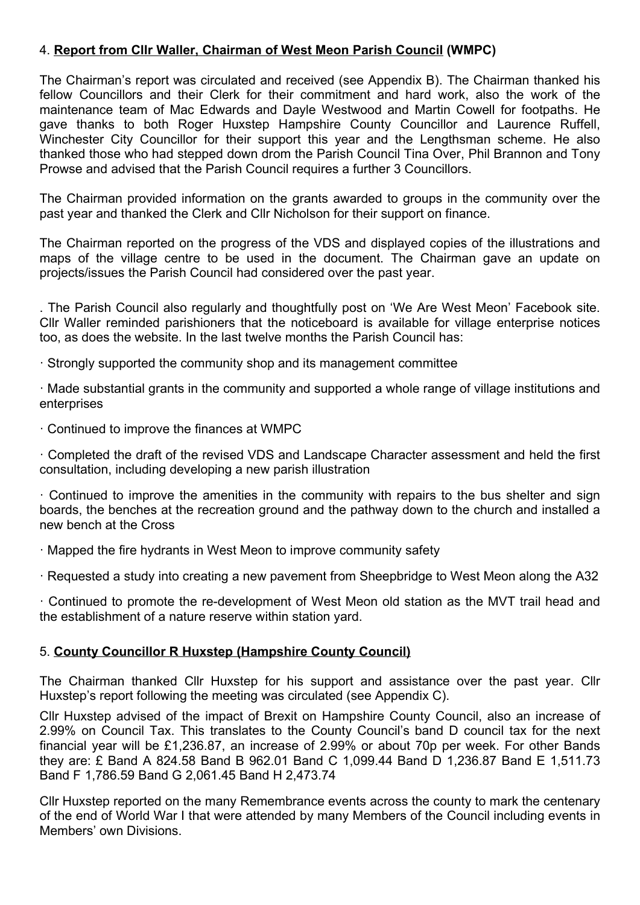4. **Report from Cllr Waller, Chairman of West Meon Parish Council (WMPC)**

The Chairman's report was circulated and received (see Appendix B). The Chairman thanked his fellow Councillors and their Clerk for their commitment and hard work, also the work of the maintenance team of Mac Edwards and Dayle Westwood and Martin Cowell for footpaths. He gave thanks to both Roger Huxstep Hampshire County Councillor and Laurence Ruffell, Winchester City Councillor for their support this year and the Lengthsman scheme. He also thanked those who had stepped down drom the Parish Council Tina Over, Phil Brannon and Tony Prowse and advised that the Parish Council requires a further 3 Councillors.

The Chairman provided information on the grants awarded to groups in the community over the past year and thanked the Clerk and Cllr Nicholson for their support on finance.

The Chairman reported on the progress of the VDS and displayed copies of the illustrations and maps of the village centre to be used in the document. The Chairman gave an update on projects/issues the Parish Council had considered over the past year.

. The Parish Council also regularly and thoughtfully post on 'We Are West Meon' Facebook site. Cllr Waller reminded parishioners that the noticeboard is available for village enterprise notices too, as does the website. In the last twelve months the Parish Council has:

· Strongly supported the community shop and its management committee

· Made substantial grants in the community and supported a whole range of village institutions and enterprises

· Continued to improve the finances at WMPC

· Completed the draft of the revised VDS and Landscape Character assessment and held the first consultation, including developing a new parish illustration

· Continued to improve the amenities in the community with repairs to the bus shelter and sign boards, the benches at the recreation ground and the pathway down to the church and installed a new bench at the Cross

· Mapped the fire hydrants in West Meon to improve community safety

· Requested a study into creating a new pavement from Sheepbridge to West Meon along the A32

· Continued to promote the re-development of West Meon old station as the MVT trail head and the establishment of a nature reserve within station yard.

5. **County Councillor R Huxstep (Hampshire County Council)**

The Chairman thanked Cllr Huxstep for his support and assistance over the past year. Cllr Huxstep's report following the meeting was circulated (see Appendix C).

Cllr Huxstep advised of the impact of Brexit on Hampshire County Council, also an increase of 2.99% on Council Tax. This translates to the County Council's band D council tax for the next financial year will be £1,236.87, an increase of 2.99% or about 70p per week. For other Bands they are: £ Band A 824.58 Band B 962.01 Band C 1,099.44 Band D 1,236.87 Band E 1,511.73 Band F 1,786.59 Band G 2,061.45 Band H 2,473.74

Cllr Huxstep reported on the many Remembrance events across the county to mark the centenary of the end of World War I that were attended by many Members of the Council including events in Members' own Divisions.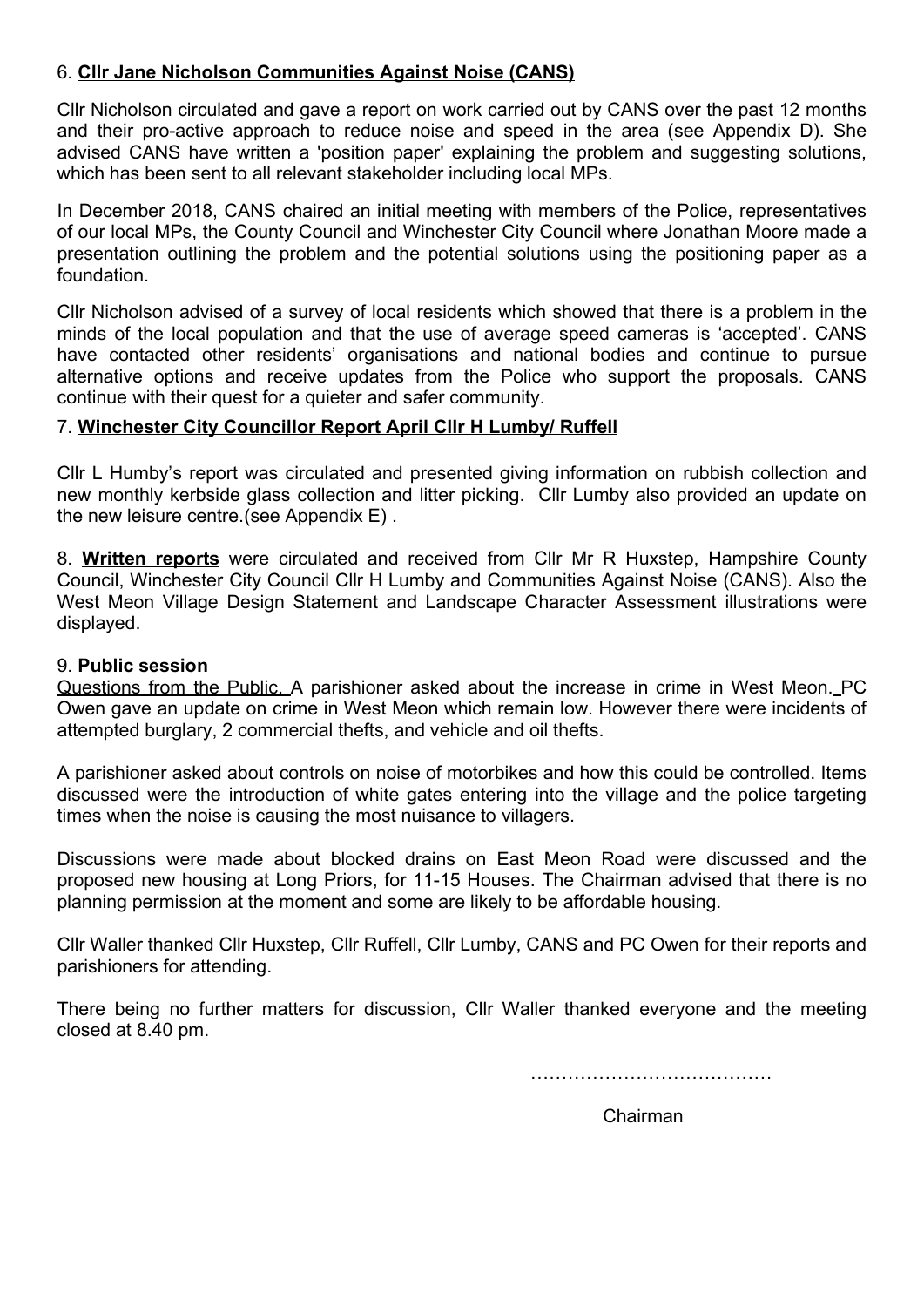6. **Cllr Jane Nicholson Communities Against Noise (CANS)**

Cllr Nicholson circulated and gave a report on work carried out by CANS over the past 12 months and their pro-active approach to reduce noise and speed in the area (see Appendix D). She advised CANS have written a 'position paper' explaining the problem and suggesting solutions, which has been sent to all relevant stakeholder including local MPs.

In December 2018, CANS chaired an initial meeting with members of the Police, representatives of our local MPs, the County Council and Winchester City Council where Jonathan Moore made a presentation outlining the problem and the potential solutions using the positioning paper as a foundation.

Cllr Nicholson advised of a survey of local residents which showed that there is a problem in the minds of the local population and that the use of average speed cameras is 'accepted'. CANS have contacted other residents' organisations and national bodies and continue to pursue alternative options and receive updates from the Police who support the proposals. CANS continue with their quest for a quieter and safer community.

7. **Winchester City Councillor Report April Cllr H Lumby/ Ruffell**

Cllr L Humby's report was circulated and presented giving information on rubbish collection and new monthly kerbside glass collection and litter picking. Cllr Lumby also provided an update on the new leisure centre.(see Appendix E) .

8. **Written reports** were circulated and received from Cllr Mr R Huxstep, Hampshire County Council, Winchester City Council Cllr H Lumby and Communities Against Noise (CANS). Also the West Meon Village Design Statement and Landscape Character Assessment illustrations were displayed.

9. **Public session**

Questions from the Public. A parishioner asked about the increase in crime in West Meon. PC Owen gave an update on crime in West Meon which remain low. However there were incidents of attempted burglary, 2 commercial thefts, and vehicle and oil thefts.

A parishioner asked about controls on noise of motorbikes and how this could be controlled. Items discussed were the introduction of white gates entering into the village and the police targeting times when the noise is causing the most nuisance to villagers.

Discussions were made about blocked drains on East Meon Road were discussed and the proposed new housing at Long Priors, for 11-15 Houses. The Chairman advised that there is no planning permission at the moment and some are likely to be affordable housing.

Cllr Waller thanked Cllr Huxstep, Cllr Ruffell, Cllr Lumby, CANS and PC Owen for their reports and parishioners for attending.

There being no further matters for discussion, Cllr Waller thanked everyone and the meeting closed at 8.40 pm.

…………………………………

Chairman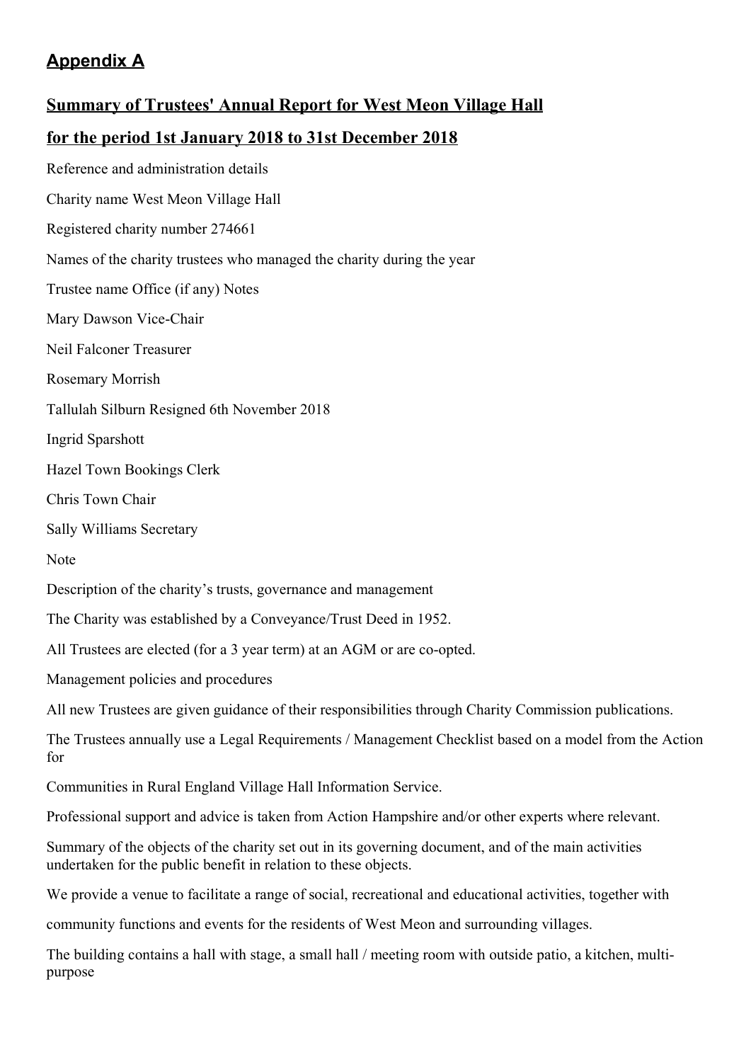## Appendix A

## Summary of Trustees' Annual Report for West Meon Village Hall

## for the period 1st January 2018 to 31st December 2018

Reference and administration details

Charity name West Meon Village Hall

Registered charity number 274661

Names of the charity trustees who managed the charity during the year

Trustee name Office (if any) Notes

Mary Dawson Vice-Chair

Neil Falconer Treasurer

Rosemary Morrish

Tallulah Silburn Resigned 6th November 2018

Ingrid Sparshott

Hazel Town Bookings Clerk

Chris Town Chair

Sally Williams Secretary

Note

Description of the charity's trusts, governance and management

The Charity was established by a Conveyance/Trust Deed in 1952.

All Trustees are elected (for a 3 year term) at an AGM or are co-opted.

Management policies and procedures

All new Trustees are given guidance of their responsibilities through Charity Commission publications.

The Trustees annually use a Legal Requirements / Management Checklist based on a model from the Action for

Communities in Rural England Village Hall Information Service.

Professional support and advice is taken from Action Hampshire and/or other experts where relevant.

Summary of the objects of the charity set out in its governing document, and of the main activities undertaken for the public benefit in relation to these objects.

We provide a venue to facilitate a range of social, recreational and educational activities, together with

community functions and events for the residents of West Meon and surrounding villages.

The building contains a hall with stage, a small hall / meeting room with outside patio, a kitchen, multi-purpose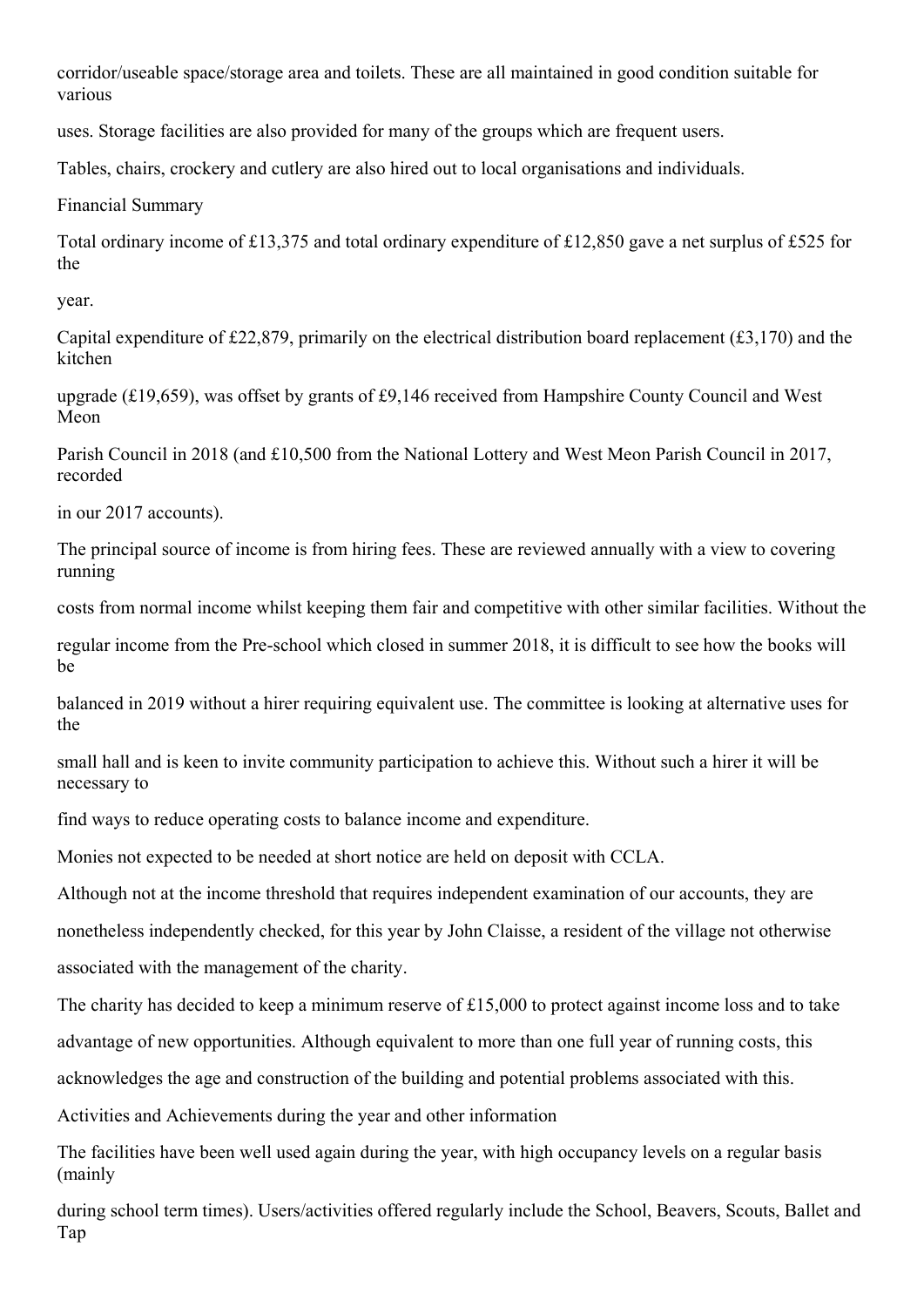corridor/useable space/storage area and toilets. These are all maintained in good condition suitable for various uses. Storage facilities are also provided for many of the groups which are frequent users.

Tables, chairs, crockery and cutlery are also hired out to local organisations and individuals.

## Financial Summary

Total ordinary income of £13,375 and total ordinary expenditure of £12,850 gave a net surplus of £525 for the year.

Capital expenditure of £22,879, primarily on the electrical distribution board replacement (£3,170) and the kitchen upgrade (£19,659), was offset by grants of £9,146 received from Hampshire County Council and West Meon Parish Council in 2018 (and £10,500 from the National Lottery and West Meon Parish Council in 2017, recorded in our 2017 accounts).

The principal source of income is from hiring fees. These are reviewed annually with a view to covering running costs from normal income whilst keeping them fair and competitive with other similar facilities. Without the regular income from the Pre-school which closed in summer 2018, it is difficult to see how the books will be balanced in 2019 without a hirer requiring equivalent use. The committee is looking at alternative uses for the small hall and is keen to invite community participation to achieve this. Without such a hirer it will be necessary to find ways to reduce operating costs to balance income and expenditure.

Monies not expected to be needed at short notice are held on deposit with CCLA.

Although not at the income threshold that requires independent examination of our accounts, they are nonetheless independently checked, for this year by John Claisse, a resident of the village not otherwise associated with the management of the charity.

The charity has decided to keep a minimum reserve of £15,000 to protect against income loss and to take advantage of new opportunities. Although equivalent to more than one full year of running costs, this acknowledges the age and construction of the building and potential problems associated with this.

## Activities and Achievements during the year and other information

The facilities have been well used again during the year, with high occupancy levels on a regular basis (mainly during school term times). Users/activities offered regularly include the School, Beavers, Scouts, Ballet and Tap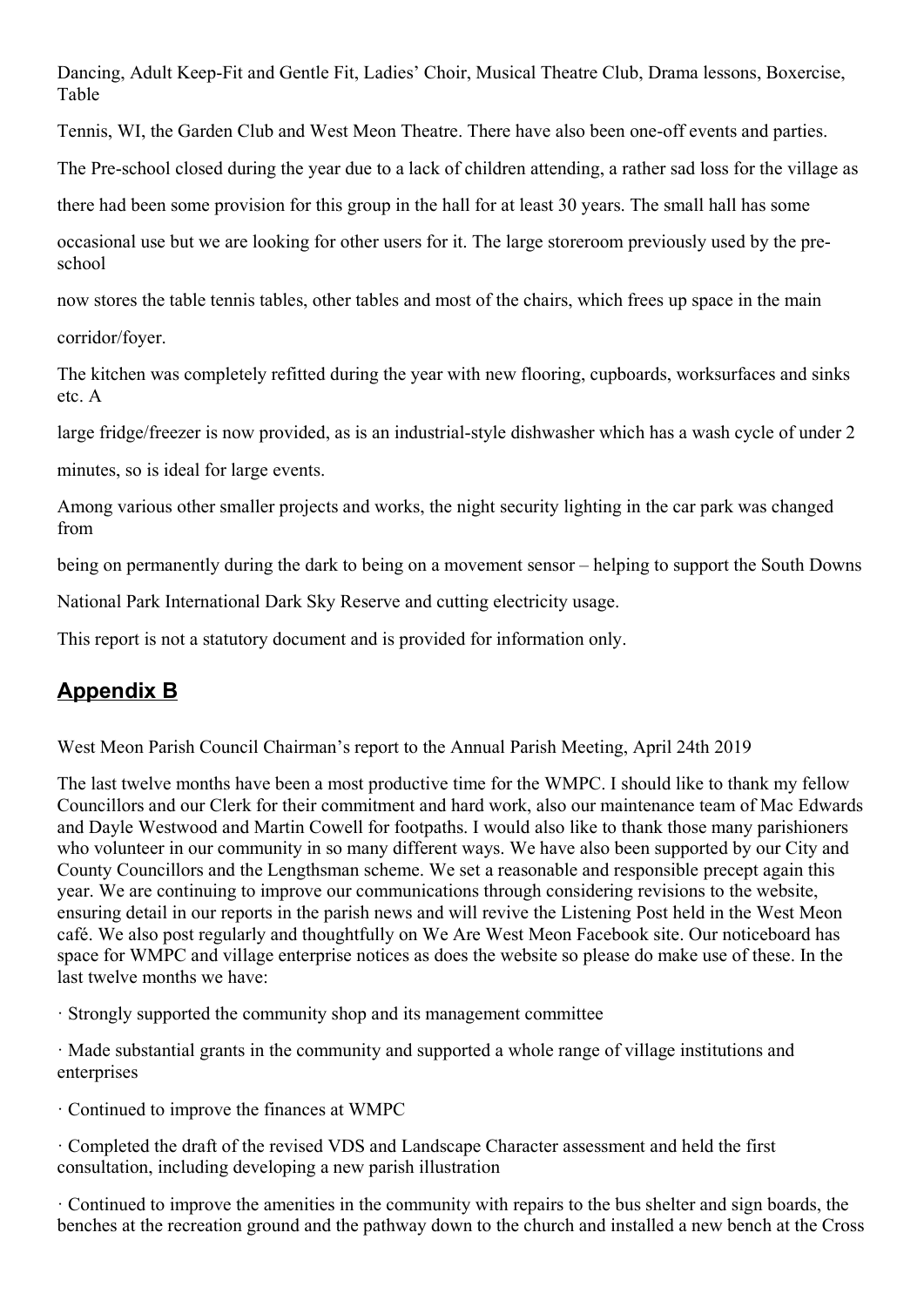Dancing, Adult Keep-Fit and Gentle Fit, Ladies' Choir, Musical Theatre Club, Drama lessons, Boxercise, Table Tennis, WI, the Garden Club and West Meon Theatre. There have also been one-off events and parties.

The Pre-school closed during the year due to a lack of children attending, a rather sad loss for the village as there had been some provision for this group in the hall for at least 30 years. The small hall has some occasional use but we are looking for other users for it. The large storeroom previously used by the pre-school now stores the table tennis tables, other tables and most of the chairs, which frees up space in the main corridor/foyer.

The kitchen was completely refitted during the year with new flooring, cupboards, worksurfaces and sinks etc. A large fridge/freezer is now provided, as is an industrial-style dishwasher which has a wash cycle of under 2 minutes, so is ideal for large events.

Among various other smaller projects and works, the night security lighting in the car park was changed from being on permanently during the dark to being on a movement sensor – helping to support the South Downs National Park International Dark Sky Reserve and cutting electricity usage.

This report is not a statutory document and is provided for information only.

## Appendix B

West Meon Parish Council Chairman's report to the Annual Parish Meeting, April 24th 2019

The last twelve months have been a most productive time for the WMPC. I should like to thank my fellow Councillors and our Clerk for their commitment and hard work, also our maintenance team of Mac Edwards and Dayle Westwood and Martin Cowell for footpaths. I would also like to thank those many parishioners who volunteer in our community in so many different ways. We have also been supported by our City and County Councillors and the Lengthsman scheme. We set a reasonable and responsible precept again this year. We are continuing to improve our communications through considering revisions to the website, ensuring detail in our reports in the parish news and will revive the Listening Post held in the West Meon café. We also post regularly and thoughtfully on We Are West Meon Facebook site. Our noticeboard has space for WMPC and village enterprise notices as does the website so please do make use of these. In the last twelve months we have:

· Strongly supported the community shop and its management committee

· Made substantial grants in the community and supported a whole range of village institutions and enterprises

· Continued to improve the finances at WMPC

· Completed the draft of the revised VDS and Landscape Character assessment and held the first consultation, including developing a new parish illustration

· Continued to improve the amenities in the community with repairs to the bus shelter and sign boards, the benches at the recreation ground and the pathway down to the church and installed a new bench at the Cross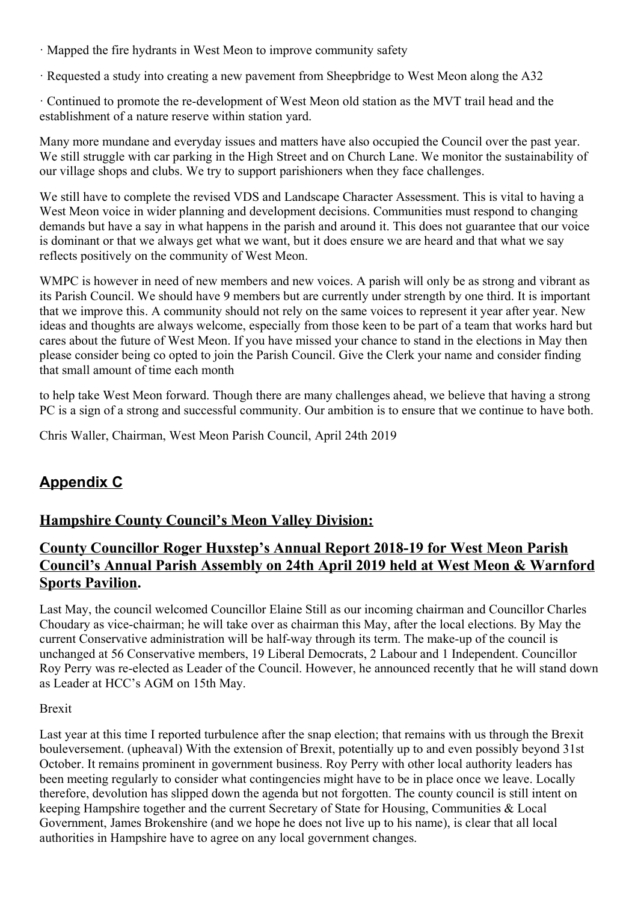· Mapped the fire hydrants in West Meon to improve community safety

· Requested a study into creating a new pavement from Sheepbridge to West Meon along the A32

· Continued to promote the re-development of West Meon old station as the MVT trail head and the establishment of a nature reserve within station yard.

Many more mundane and everyday issues and matters have also occupied the Council over the past year. We still struggle with car parking in the High Street and on Church Lane. We monitor the sustainability of our village shops and clubs. We try to support parishioners when they face challenges.

We still have to complete the revised VDS and Landscape Character Assessment. This is vital to having a West Meon voice in wider planning and development decisions. Communities must respond to changing demands but have a say in what happens in the parish and around it. This does not guarantee that our voice is dominant or that we always get what we want, but it does ensure we are heard and that what we say reflects positively on the community of West Meon.

WMPC is however in need of new members and new voices. A parish will only be as strong and vibrant as its Parish Council. We should have 9 members but are currently under strength by one third. It is important that we improve this. A community should not rely on the same voices to represent it year after year. New ideas and thoughts are always welcome, especially from those keen to be part of a team that works hard but cares about the future of West Meon. If you have missed your chance to stand in the elections in May then please consider being co opted to join the Parish Council. Give the Clerk your name and consider finding that small amount of time each month

to help take West Meon forward. Though there are many challenges ahead, we believe that having a strong PC is a sign of a strong and successful community. Our ambition is to ensure that we continue to have both.

Chris Waller, Chairman, West Meon Parish Council, April 24th 2019

## Appendix C

### Hampshire County Council's Meon Valley Division:

### County Councillor Roger Huxstep's Annual Report 2018-19 for West Meon Parish Council's Annual Parish Assembly on 24th April 2019 held at West Meon & Warnford Sports Pavilion.

Last May, the council welcomed Councillor Elaine Still as our incoming chairman and Councillor Charles Choudary as vice-chairman; he will take over as chairman this May, after the local elections. By May the current Conservative administration will be half-way through its term. The make-up of the council is unchanged at 56 Conservative members, 19 Liberal Democrats, 2 Labour and 1 Independent. Councillor Roy Perry was re-elected as Leader of the Council. However, he announced recently that he will stand down as Leader at HCC's AGM on 15th May.

Brexit

Last year at this time I reported turbulence after the snap election; that remains with us through the Brexit bouleversement. (upheaval) With the extension of Brexit, potentially up to and even possibly beyond 31st October. It remains prominent in government business. Roy Perry with other local authority leaders has been meeting regularly to consider what contingencies might have to be in place once we leave. Locally therefore, devolution has slipped down the agenda but not forgotten. The county council is still intent on keeping Hampshire together and the current Secretary of State for Housing, Communities & Local Government, James Brokenshire (and we hope he does not live up to his name), is clear that all local authorities in Hampshire have to agree on any local government changes.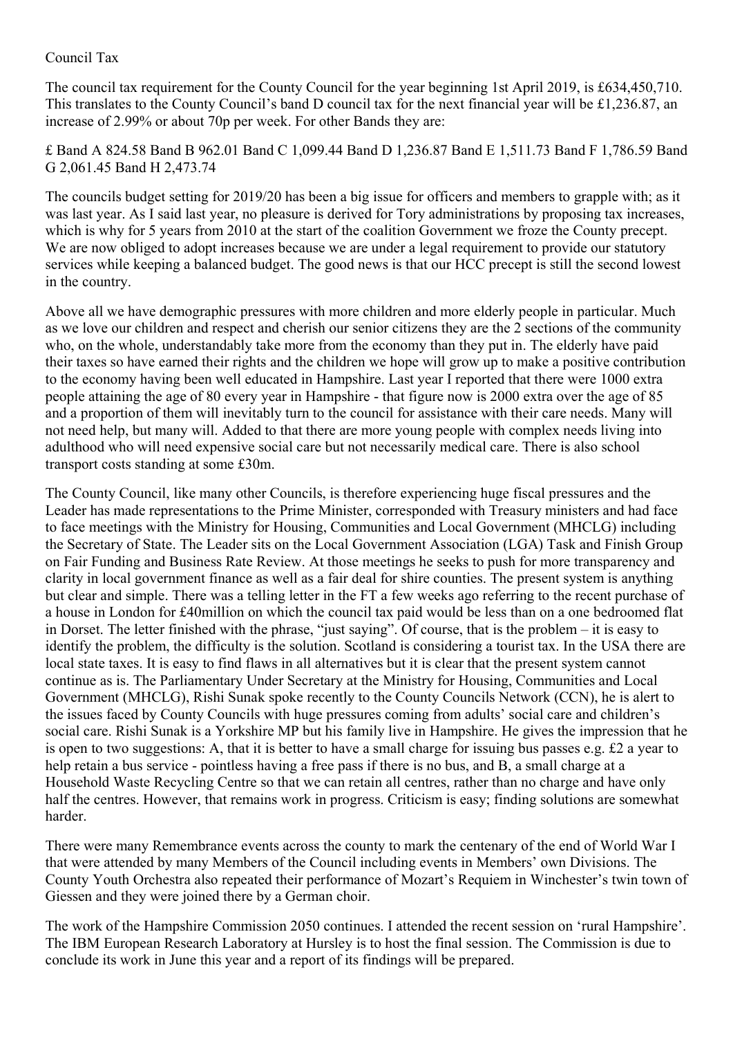Council Tax

The council tax requirement for the County Council for the year beginning 1st April 2019, is £634,450,710. This translates to the County Council's band D council tax for the next financial year will be £1,236.87, an increase of 2.99% or about 70p per week. For other Bands they are:

£ Band A 824.58 Band B 962.01 Band C 1,099.44 Band D 1,236.87 Band E 1,511.73 Band F 1,786.59 Band G 2,061.45 Band H 2,473.74

The councils budget setting for 2019/20 has been a big issue for officers and members to grapple with; as it was last year. As I said last year, no pleasure is derived for Tory administrations by proposing tax increases, which is why for 5 years from 2010 at the start of the coalition Government we froze the County precept. We are now obliged to adopt increases because we are under a legal requirement to provide our statutory services while keeping a balanced budget. The good news is that our HCC precept is still the second lowest in the country.

Above all we have demographic pressures with more children and more elderly people in particular. Much as we love our children and respect and cherish our senior citizens they are the 2 sections of the community who, on the whole, understandably take more from the economy than they put in. The elderly have paid their taxes so have earned their rights and the children we hope will grow up to make a positive contribution to the economy having been well educated in Hampshire. Last year I reported that there were 1000 extra people attaining the age of 80 every year in Hampshire - that figure now is 2000 extra over the age of 85 and a proportion of them will inevitably turn to the council for assistance with their care needs. Many will not need help, but many will. Added to that there are more young people with complex needs living into adulthood who will need expensive social care but not necessarily medical care. There is also school transport costs standing at some £30m.

The County Council, like many other Councils, is therefore experiencing huge fiscal pressures and the Leader has made representations to the Prime Minister, corresponded with Treasury ministers and had face to face meetings with the Ministry for Housing, Communities and Local Government (MHCLG) including the Secretary of State. The Leader sits on the Local Government Association (LGA) Task and Finish Group on Fair Funding and Business Rate Review. At those meetings he seeks to push for more transparency and clarity in local government finance as well as a fair deal for shire counties. The present system is anything but clear and simple. There was a telling letter in the FT a few weeks ago referring to the recent purchase of a house in London for £40million on which the council tax paid would be less than on a one bedroomed flat in Dorset. The letter finished with the phrase, "just saying". Of course, that is the problem – it is easy to identify the problem, the difficulty is the solution. Scotland is considering a tourist tax. In the USA there are local state taxes. It is easy to find flaws in all alternatives but it is clear that the present system cannot continue as is. The Parliamentary Under Secretary at the Ministry for Housing, Communities and Local Government (MHCLG), Rishi Sunak spoke recently to the County Councils Network (CCN), he is alert to the issues faced by County Councils with huge pressures coming from adults' social care and children's social care. Rishi Sunak is a Yorkshire MP but his family live in Hampshire. He gives the impression that he is open to two suggestions: A, that it is better to have a small charge for issuing bus passes e.g. £2 a year to help retain a bus service - pointless having a free pass if there is no bus, and B, a small charge at a Household Waste Recycling Centre so that we can retain all centres, rather than no charge and have only half the centres. However, that remains work in progress. Criticism is easy; finding solutions are somewhat harder.

There were many Remembrance events across the county to mark the centenary of the end of World War I that were attended by many Members of the Council including events in Members' own Divisions. The County Youth Orchestra also repeated their performance of Mozart's Requiem in Winchester's twin town of Giessen and they were joined there by a German choir.

The work of the Hampshire Commission 2050 continues. I attended the recent session on 'rural Hampshire'. The IBM European Research Laboratory at Hursley is to host the final session. The Commission is due to conclude its work in June this year and a report of its findings will be prepared.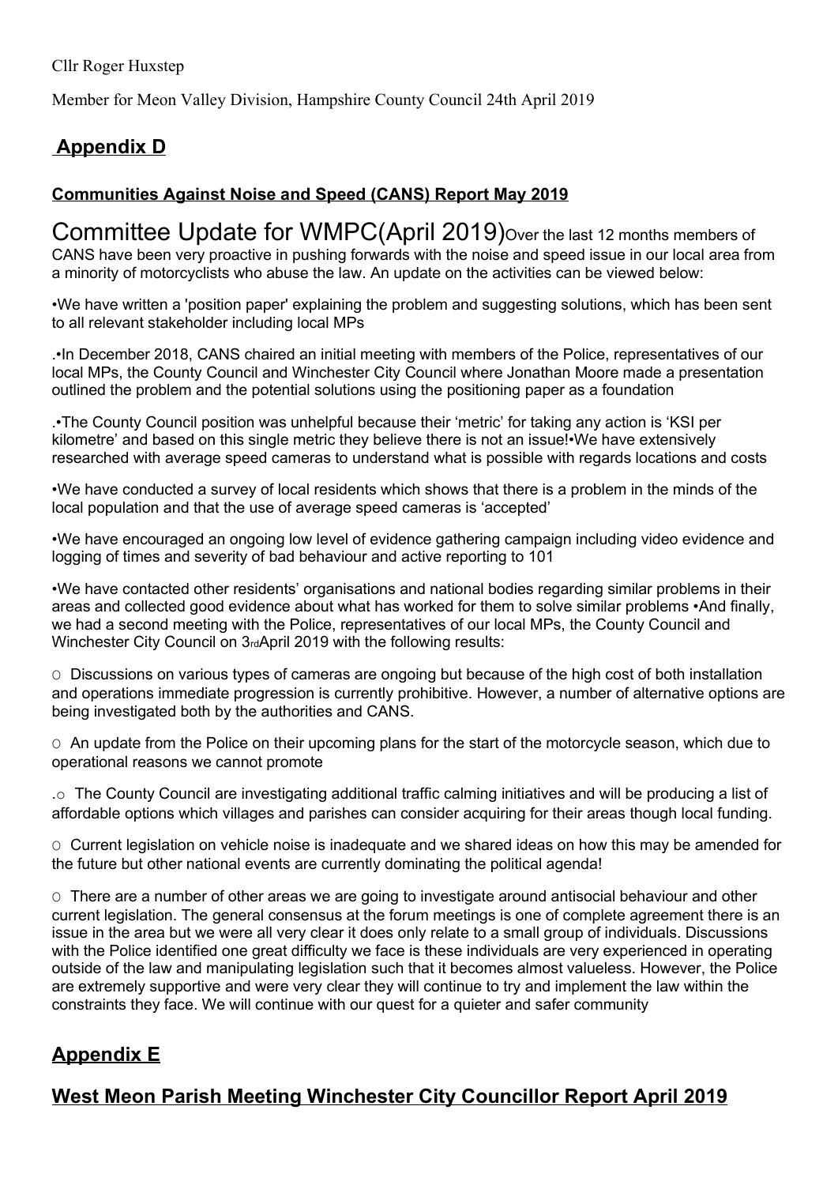Cllr Roger Huxstep

Member for Meon Valley Division, Hampshire County Council 24th April 2019

## Appendix D

### Communities Against Noise and Speed (CANS) Report May 2019

Committee Update for WMPC(April 2019)Over the last 12 months members of CANS have been very proactive in pushing forwards with the noise and speed issue in our local area from a minority of motorcyclists who abuse the law. An update on the activities can be viewed below:

•We have written a 'position paper' explaining the problem and suggesting solutions, which has been sent to all relevant stakeholder including local MPs

.•In December 2018, CANS chaired an initial meeting with members of the Police, representatives of our local MPs, the County Council and Winchester City Council where Jonathan Moore made a presentation outlined the problem and the potential solutions using the positioning paper as a foundation

.•The County Council position was unhelpful because their 'metric' for taking any action is 'KSI per kilometre' and based on this single metric they believe there is not an issue!•We have extensively researched with average speed cameras to understand what is possible with regards locations and costs

•We have conducted a survey of local residents which shows that there is a problem in the minds of the local population and that the use of average speed cameras is 'accepted'

•We have encouraged an ongoing low level of evidence gathering campaign including video evidence and logging of times and severity of bad behaviour and active reporting to 101

•We have contacted other residents' organisations and national bodies regarding similar problems in their areas and collected good evidence about what has worked for them to solve similar problems •And finally, we had a second meeting with the Police, representatives of our local MPs, the County Council and Winchester City Council on 3rdApril 2019 with the following results:

○ Discussions on various types of cameras are ongoing but because of the high cost of both installation and operations immediate progression is currently prohibitive. However, a number of alternative options are being investigated both by the authorities and CANS.

○ An update from the Police on their upcoming plans for the start of the motorcycle season, which due to operational reasons we cannot promote

.○ The County Council are investigating additional traffic calming initiatives and will be producing a list of affordable options which villages and parishes can consider acquiring for their areas though local funding.

○ Current legislation on vehicle noise is inadequate and we shared ideas on how this may be amended for the future but other national events are currently dominating the political agenda!

○ There are a number of other areas we are going to investigate around antisocial behaviour and other current legislation. The general consensus at the forum meetings is one of complete agreement there is an issue in the area but we were all very clear it does only relate to a small group of individuals. Discussions with the Police identified one great difficulty we face is these individuals are very experienced in operating outside of the law and manipulating legislation such that it becomes almost valueless. However, the Police are extremely supportive and were very clear they will continue to try and implement the law within the constraints they face. We will continue with our quest for a quieter and safer community

## Appendix E

## West Meon Parish Meeting Winchester City Councillor Report April 2019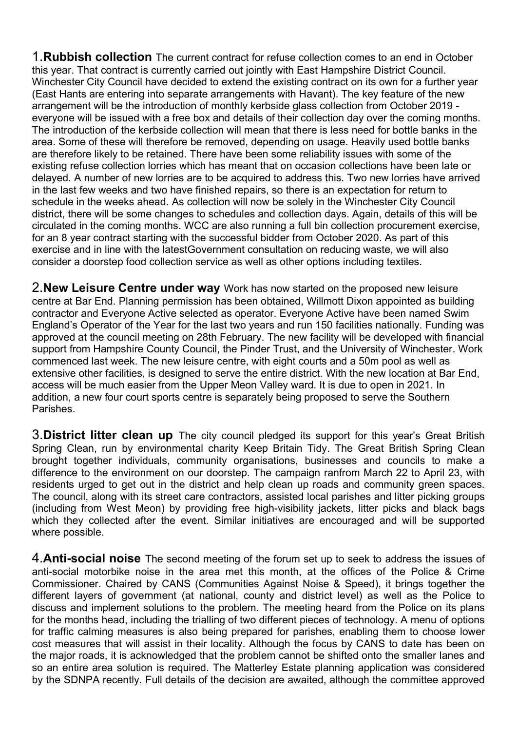1.**Rubbish collection** The current contract for refuse collection comes to an end in October this year. That contract is currently carried out jointly with East Hampshire District Council. Winchester City Council have decided to extend the existing contract on its own for a further year (East Hants are entering into separate arrangements with Havant). The key feature of the new arrangement will be the introduction of monthly kerbside glass collection from October 2019 - everyone will be issued with a free box and details of their collection day over the coming months. The introduction of the kerbside collection will mean that there is less need for bottle banks in the area. Some of these will therefore be removed, depending on usage. Heavily used bottle banks are therefore likely to be retained. There have been some reliability issues with some of the existing refuse collection lorries which has meant that on occasion collections have been late or delayed. A number of new lorries are to be acquired to address this. Two new lorries have arrived in the last few weeks and two have finished repairs, so there is an expectation for return to schedule in the weeks ahead. As collection will now be solely in the Winchester City Council district, there will be some changes to schedules and collection days. Again, details of this will be circulated in the coming months. WCC are also running a full bin collection procurement exercise, for an 8 year contract starting with the successful bidder from October 2020. As part of this exercise and in line with the latestGovernment consultation on reducing waste, we will also consider a doorstep food collection service as well as other options including textiles.

2.**New Leisure Centre under way** Work has now started on the proposed new leisure centre at Bar End. Planning permission has been obtained, Willmott Dixon appointed as building contractor and Everyone Active selected as operator. Everyone Active have been named Swim England's Operator of the Year for the last two years and run 150 facilities nationally. Funding was approved at the council meeting on 28th February. The new facility will be developed with financial support from Hampshire County Council, the Pinder Trust, and the University of Winchester. Work commenced last week. The new leisure centre, with eight courts and a 50m pool as well as extensive other facilities, is designed to serve the entire district. With the new location at Bar End, access will be much easier from the Upper Meon Valley ward. It is due to open in 2021. In addition, a new four court sports centre is separately being proposed to serve the Southern Parishes.

3.**District litter clean up** The city council pledged its support for this year's Great British Spring Clean, run by environmental charity Keep Britain Tidy. The Great British Spring Clean brought together individuals, community organisations, businesses and councils to make a difference to the environment on our doorstep. The campaign ranfrom March 22 to April 23, with residents urged to get out in the district and help clean up roads and community green spaces. The council, along with its street care contractors, assisted local parishes and litter picking groups (including from West Meon) by providing free high-visibility jackets, litter picks and black bags which they collected after the event. Similar initiatives are encouraged and will be supported where possible.

4.**Anti-social noise** The second meeting of the forum set up to seek to address the issues of anti-social motorbike noise in the area met this month, at the offices of the Police & Crime Commissioner. Chaired by CANS (Communities Against Noise & Speed), it brings together the different layers of government (at national, county and district level) as well as the Police to discuss and implement solutions to the problem. The meeting heard from the Police on its plans for the months head, including the trialling of two different pieces of technology. A menu of options for traffic calming measures is also being prepared for parishes, enabling them to choose lower cost measures that will assist in their locality. Although the focus by CANS to date has been on the major roads, it is acknowledged that the problem cannot be shifted onto the smaller lanes and so an entire area solution is required. The Matterley Estate planning application was considered by the SDNPA recently. Full details of the decision are awaited, although the committee approved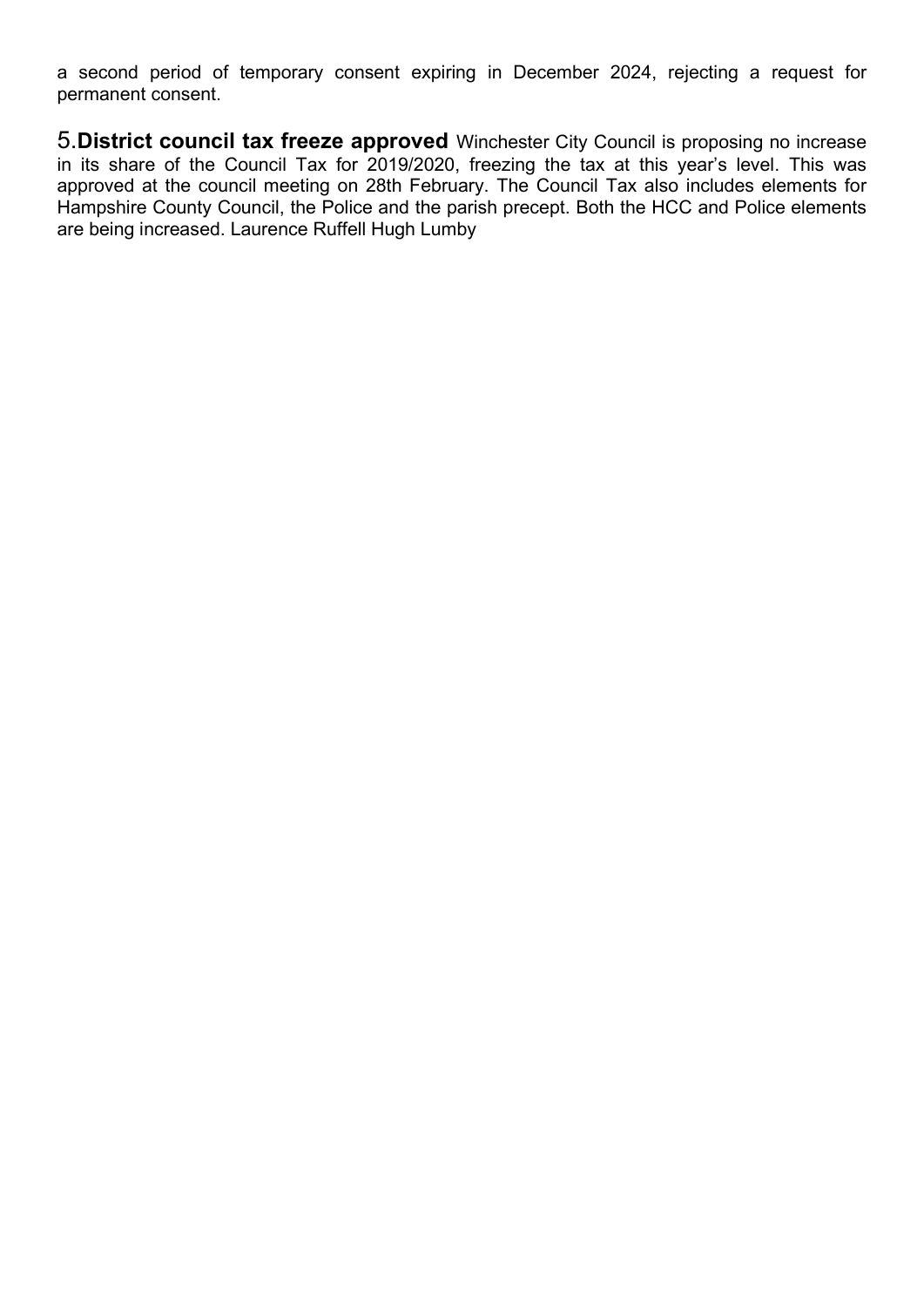a second period of temporary consent expiring in December 2024, rejecting a request for permanent consent.

5.**District council tax freeze approved** Winchester City Council is proposing no increase in its share of the Council Tax for 2019/2020, freezing the tax at this year's level. This was approved at the council meeting on 28th February. The Council Tax also includes elements for Hampshire County Council, the Police and the parish precept. Both the HCC and Police elements are being increased. Laurence Ruffell Hugh Lumby